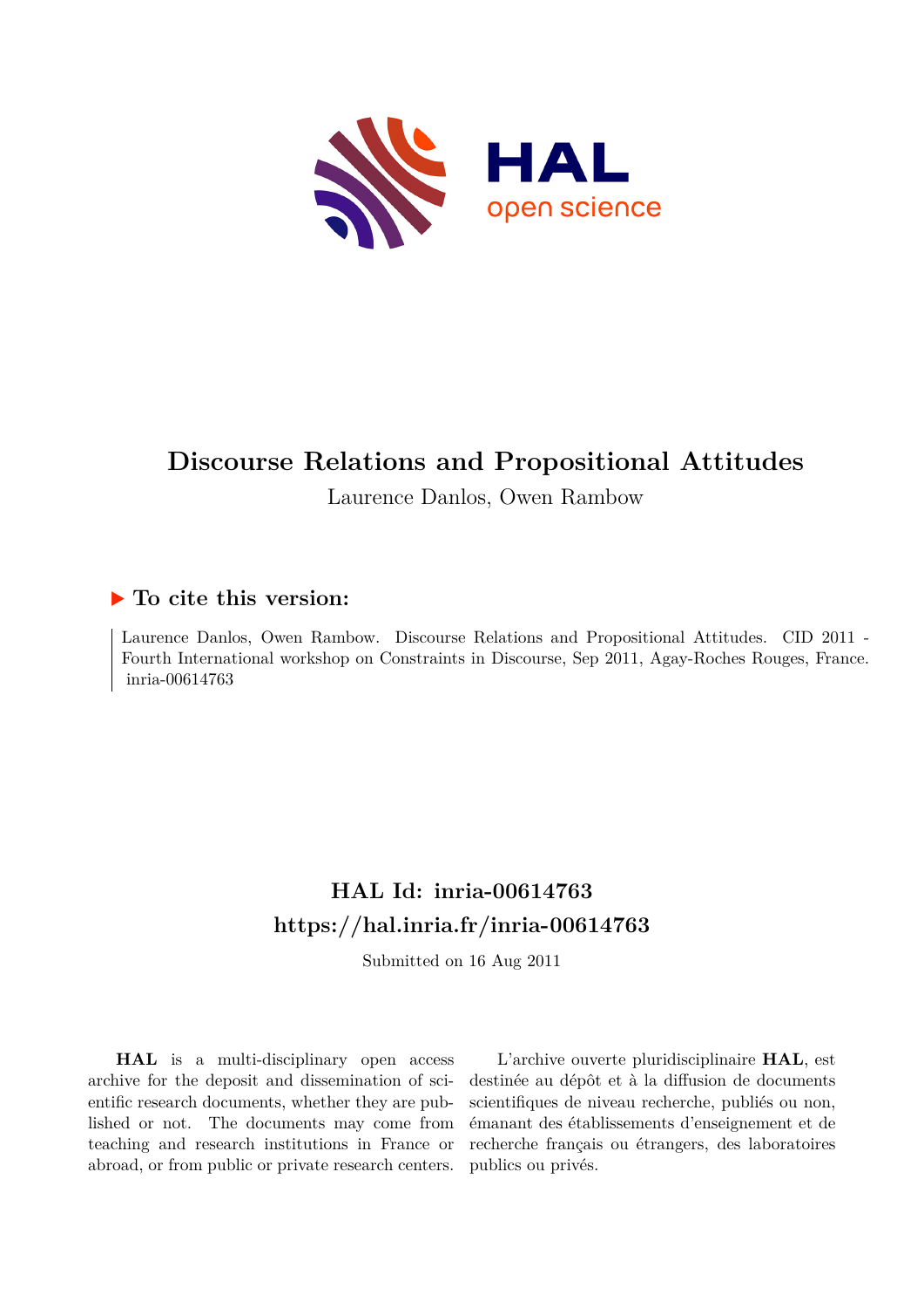# Discourse Relations and Propositional Attitudes

Laurence Danlos, Owen Rambow

## ▶ To cite this version:

Laurence Danlos, Owen Rambow. Discourse Relations and Propositional Attitudes. CID 2011 - Fourth International workshop on Constraints in Discourse, Sep 2011, Agay-Roches Rouges, France. inria-00614763

## HAL Id: inria-00614763

## https://hal.inria.fr/inria-00614763

Submitted on 16 Aug 2011

**HAL** is a multi-disciplinary open access archive for the deposit and dissemination of scientific research documents, whether they are published or not. The documents may come from teaching and research institutions in France or abroad, or from public or private research centers.

L'archive ouverte pluridisciplinaire **HAL**, est destinée au dépôt et à la diffusion de documents scientifiques de niveau recherche, publiés ou non, émanant des établissements d'enseignement et de recherche français ou étrangers, des laboratoires publics ou privés.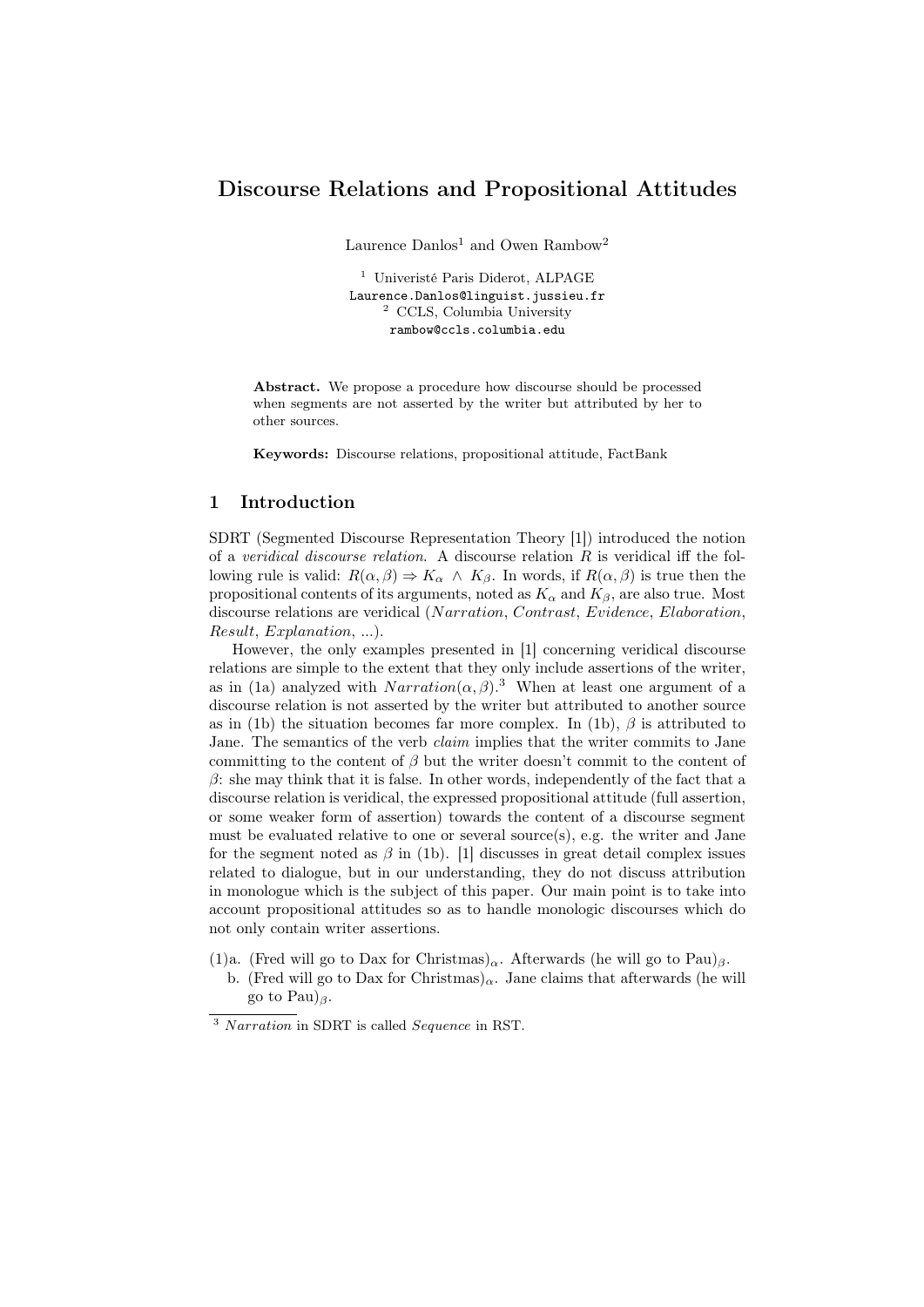# Discourse Relations and Propositional Attitudes

Laurence Danlos[1] and Owen Rambow[2]

[1] Univeristé Paris Diderot, ALPAGE
Laurence.Danlos@linguist.jussieu.fr
[2] CCLS, Columbia University
rambow@ccls.columbia.edu

**Abstract.** We propose a procedure how discourse should be processed when segments are not asserted by the writer but attributed by her to other sources.

**Keywords:** Discourse relations, propositional attitude, FactBank

## 1 Introduction

SDRT (Segmented Discourse Representation Theory [1]) introduced the notion of a *veridical discourse relation*. A discourse relation $R$ is veridical iff the following rule is valid: $R(\alpha, \beta) \Rightarrow K_\alpha \wedge K_\beta$. In words, if $R(\alpha, \beta)$ is true then the propositional contents of its arguments, noted as $K_\alpha$ and $K_\beta$, are also true. Most discourse relations are veridical (*Narration*, *Contrast*, *Evidence*, *Elaboration*, *Result*, *Explanation*, ...).

However, the only examples presented in [1] concerning veridical discourse relations are simple to the extent that they only include assertions of the writer, as in (1a) analyzed with $Narration(\alpha, \beta)$.[3] When at least one argument of a discourse relation is not asserted by the writer but attributed to another source as in (1b) the situation becomes far more complex. In (1b), $\beta$ is attributed to Jane. The semantics of the verb *claim* implies that the writer commits to Jane committing to the content of $\beta$ but the writer doesn't commit to the content of $\beta$: she may think that it is false. In other words, independently of the fact that a discourse relation is veridical, the expressed propositional attitude (full assertion, or some weaker form of assertion) towards the content of a discourse segment must be evaluated relative to one or several source(s), e.g. the writer and Jane for the segment noted as $\beta$ in (1b). [1] discusses in great detail complex issues related to dialogue, but in our understanding, they do not discuss attribution in monologue which is the subject of this paper. Our main point is to take into account propositional attitudes so as to handle monologic discourses which do not only contain writer assertions.

(1)a. (Fred will go to Dax for Christmas)$_\alpha$. Afterwards (he will go to Pau)$_\beta$.
b. (Fred will go to Dax for Christmas)$_\alpha$. Jane claims that afterwards (he will go to Pau)$_\beta$.

[3] *Narration* in SDRT is called *Sequence* in RST.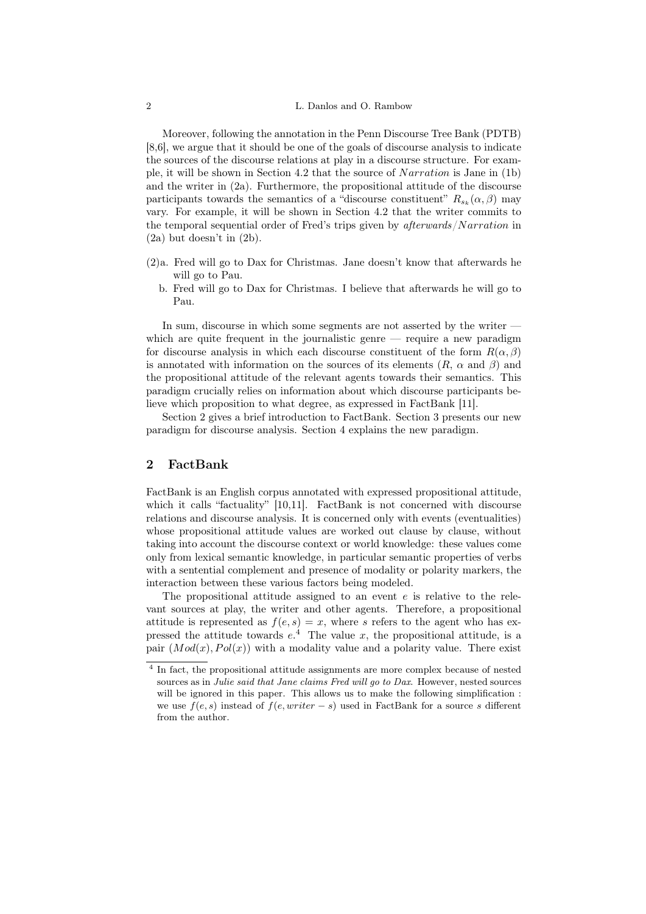Moreover, following the annotation in the Penn Discourse Tree Bank (PDTB) [8,6], we argue that it should be one of the goals of discourse analysis to indicate the sources of the discourse relations at play in a discourse structure. For example, it will be shown in Section 4.2 that the source of *Narration* is Jane in (1b) and the writer in (2a). Furthermore, the propositional attitude of the discourse participants towards the semantics of a "discourse constituent" $R_{s_k}(\alpha, \beta)$ may vary. For example, it will be shown in Section 4.2 that the writer commits to the temporal sequential order of Fred's trips given by *afterwards*/*Narration* in (2a) but doesn't in (2b).

(2)a. Fred will go to Dax for Christmas. Jane doesn't know that afterwards he will go to Pau.

b. Fred will go to Dax for Christmas. I believe that afterwards he will go to Pau.

In sum, discourse in which some segments are not asserted by the writer — which are quite frequent in the journalistic genre — require a new paradigm for discourse analysis in which each discourse constituent of the form $R(\alpha, \beta)$ is annotated with information on the sources of its elements ($R$, $\alpha$ and $\beta$) and the propositional attitude of the relevant agents towards their semantics. This paradigm crucially relies on information about which discourse participants believe which proposition to what degree, as expressed in FactBank [11].

Section 2 gives a brief introduction to FactBank. Section 3 presents our new paradigm for discourse analysis. Section 4 explains the new paradigm.

## 2 FactBank

FactBank is an English corpus annotated with expressed propositional attitude, which it calls "factuality" [10,11]. FactBank is not concerned with discourse relations and discourse analysis. It is concerned only with events (eventualities) whose propositional attitude values are worked out clause by clause, without taking into account the discourse context or world knowledge: these values come only from lexical semantic knowledge, in particular semantic properties of verbs with a sentential complement and presence of modality or polarity markers, the interaction between these various factors being modeled.

The propositional attitude assigned to an event $e$ is relative to the relevant sources at play, the writer and other agents. Therefore, a propositional attitude is represented as $f(e, s) = x$, where $s$ refers to the agent who has expressed the attitude towards $e$.[4] The value $x$, the propositional attitude, is a pair $(Mod(x), Pol(x))$ with a modality value and a polarity value. There exist

[4] In fact, the propositional attitude assignments are more complex because of nested sources as in *Julie said that Jane claims Fred will go to Dax*. However, nested sources will be ignored in this paper. This allows us to make the following simplification : we use $f(e, s)$ instead of $f(e, writer - s)$ used in FactBank for a source $s$ different from the author.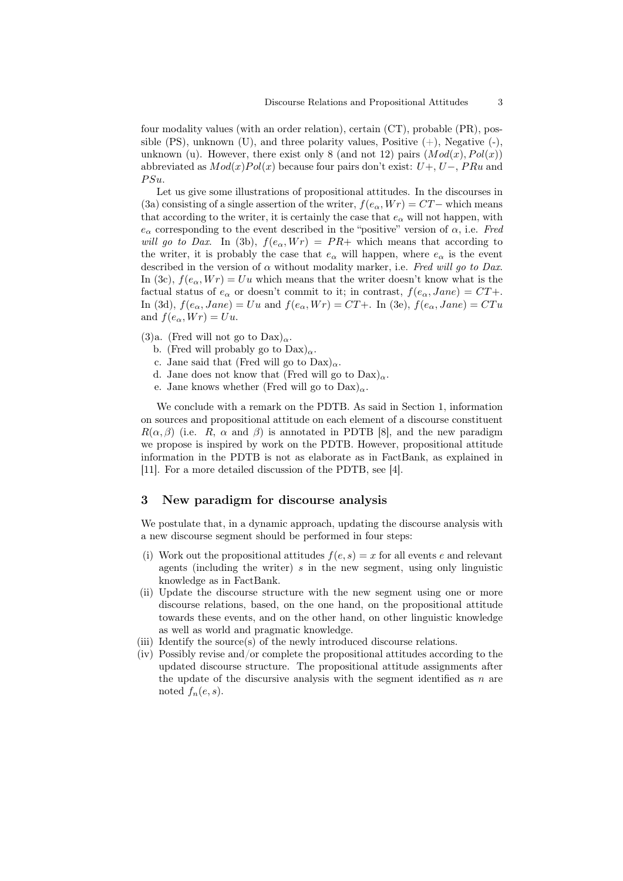four modality values (with an order relation), certain (CT), probable (PR), possible (PS), unknown (U), and three polarity values, Positive (+), Negative (-), unknown (u). However, there exist only 8 (and not 12) pairs $(Mod(x), Pol(x))$ abbreviated as $Mod(x)Pol(x)$ because four pairs don't exist: $U+$, $U-$, $PRu$ and $PSu$.

Let us give some illustrations of propositional attitudes. In the discourses in (3a) consisting of a single assertion of the writer, $f(e_\alpha, Wr) = CT-$ which means that according to the writer, it is certainly the case that $e_\alpha$ will not happen, with $e_\alpha$ corresponding to the event described in the "positive" version of $\alpha$, i.e. *Fred will go to Dax*. In (3b), $f(e_\alpha, Wr) = PR+$ which means that according to the writer, it is probably the case that $e_\alpha$ will happen, where $e_\alpha$ is the event described in the version of $\alpha$ without modality marker, i.e. *Fred will go to Dax*. In (3c), $f(e_\alpha, Wr) = Uu$ which means that the writer doesn't know what is the factual status of $e_\alpha$ or doesn't commit to it; in contrast, $f(e_\alpha, Jane) = CT+$. In (3d), $f(e_\alpha, Jane) = Uu$ and $f(e_\alpha, Wr) = CT+$. In (3e), $f(e_\alpha, Jane) = CTu$ and $f(e_\alpha, Wr) = Uu$.

(3)a. (Fred will not go to Dax)$_\alpha$.
   b. (Fred will probably go to Dax)$_\alpha$.
   c. Jane said that (Fred will go to Dax)$_\alpha$.
   d. Jane does not know that (Fred will go to Dax)$_\alpha$.
   e. Jane knows whether (Fred will go to Dax)$_\alpha$.

We conclude with a remark on the PDTB. As said in Section 1, information on sources and propositional attitude on each element of a discourse constituent $R(\alpha, \beta)$ (i.e. $R$, $\alpha$ and $\beta$) is annotated in PDTB [8], and the new paradigm we propose is inspired by work on the PDTB. However, propositional attitude information in the PDTB is not as elaborate as in FactBank, as explained in [11]. For a more detailed discussion of the PDTB, see [4].

## 3 New paradigm for discourse analysis

We postulate that, in a dynamic approach, updating the discourse analysis with a new discourse segment should be performed in four steps:

(i) Work out the propositional attitudes $f(e, s) = x$ for all events $e$ and relevant agents (including the writer) $s$ in the new segment, using only linguistic knowledge as in FactBank.
(ii) Update the discourse structure with the new segment using one or more discourse relations, based, on the one hand, on the propositional attitude towards these events, and on the other hand, on other linguistic knowledge as well as world and pragmatic knowledge.
(iii) Identify the source(s) of the newly introduced discourse relations.
(iv) Possibly revise and/or complete the propositional attitudes according to the updated discourse structure. The propositional attitude assignments after the update of the discursive analysis with the segment identified as $n$ are noted $f_n(e, s)$.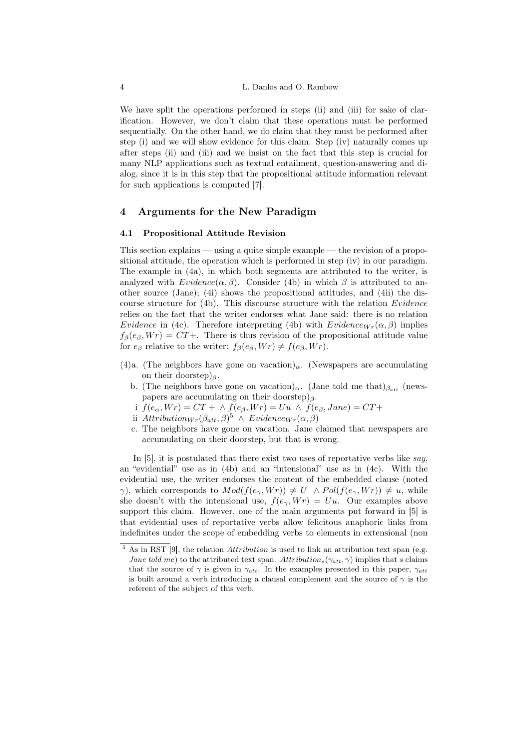We have split the operations performed in steps (ii) and (iii) for sake of clarification. However, we don't claim that these operations must be performed sequentially. On the other hand, we do claim that they must be performed after step (i) and we will show evidence for this claim. Step (iv) naturally comes up after steps (ii) and (iii) and we insist on the fact that this step is crucial for many NLP applications such as textual entailment, question-answering and dialog, since it is in this step that the propositional attitude information relevant for such applications is computed [7].

## 4 Arguments for the New Paradigm

### 4.1 Propositional Attitude Revision

This section explains — using a quite simple example — the revision of a propositional attitude, the operation which is performed in step (iv) in our paradigm. The example in (4a), in which both segments are attributed to the writer, is analyzed with $Evidence(\alpha, \beta)$. Consider (4b) in which $\beta$ is attributed to another source (Jane); (4i) shows the propositional attitudes, and (4ii) the discourse structure for (4b). This discourse structure with the relation *Evidence* relies on the fact that the writer endorses what Jane said: there is no relation *Evidence* in (4c). Therefore interpreting (4b) with $Evidence_{Wr}(\alpha, \beta)$ implies $f_\beta(e_\beta, Wr) = CT+$. There is thus revision of the propositional attitude value for $e_\beta$ relative to the writer: $f_\beta(e_\beta, Wr) \neq f(e_\beta, Wr)$.

(4)a. (The neighbors have gone on vacation)$_\alpha$. (Newspapers are accumulating on their doorstep)$_\beta$.

b. (The neighbors have gone on vacation)$_\alpha$. (Jane told me that)$_{\beta_{att}}$ (newspapers are accumulating on their doorstep)$_\beta$.

i $f(e_\alpha, Wr) = CT+ \wedge f(e_\beta, Wr) = Uu \wedge f(e_\beta, Jane) = CT+$

ii $Attribution_{Wr}(\beta_{att}, \beta)$[5] $\wedge$ $Evidence_{Wr}(\alpha, \beta)$

c. The neighbors have gone on vacation. Jane claimed that newspapers are accumulating on their doorstep, but that is wrong.

In [5], it is postulated that there exist two uses of reportative verbs like *say*, an "evidential" use as in (4b) and an "intensional" use as in (4c). With the evidential use, the writer endorses the content of the embedded clause (noted $\gamma$), which corresponds to $Mod(f(e_\gamma, Wr)) \neq U \wedge Pol(f(e_\gamma, Wr)) \neq u$, while she doesn't with the intensional use, $f(e_\gamma, Wr) = Uu$. Our examples above support this claim. However, one of the main arguments put forward in [5] is that evidential uses of reportative verbs allow felicitous anaphoric links from indefinites under the scope of embedding verbs to elements in extensional (non

[5] As in RST [9], the relation *Attribution* is used to link an attribution text span (e.g. *Jane told me*) to the attributed text span. $Attribution_s(\gamma_{att}, \gamma)$ implies that $s$ claims that the source of $\gamma$ is given in $\gamma_{att}$. In the examples presented in this paper, $\gamma_{att}$ is built around a verb introducing a clausal complement and the source of $\gamma$ is the referent of the subject of this verb.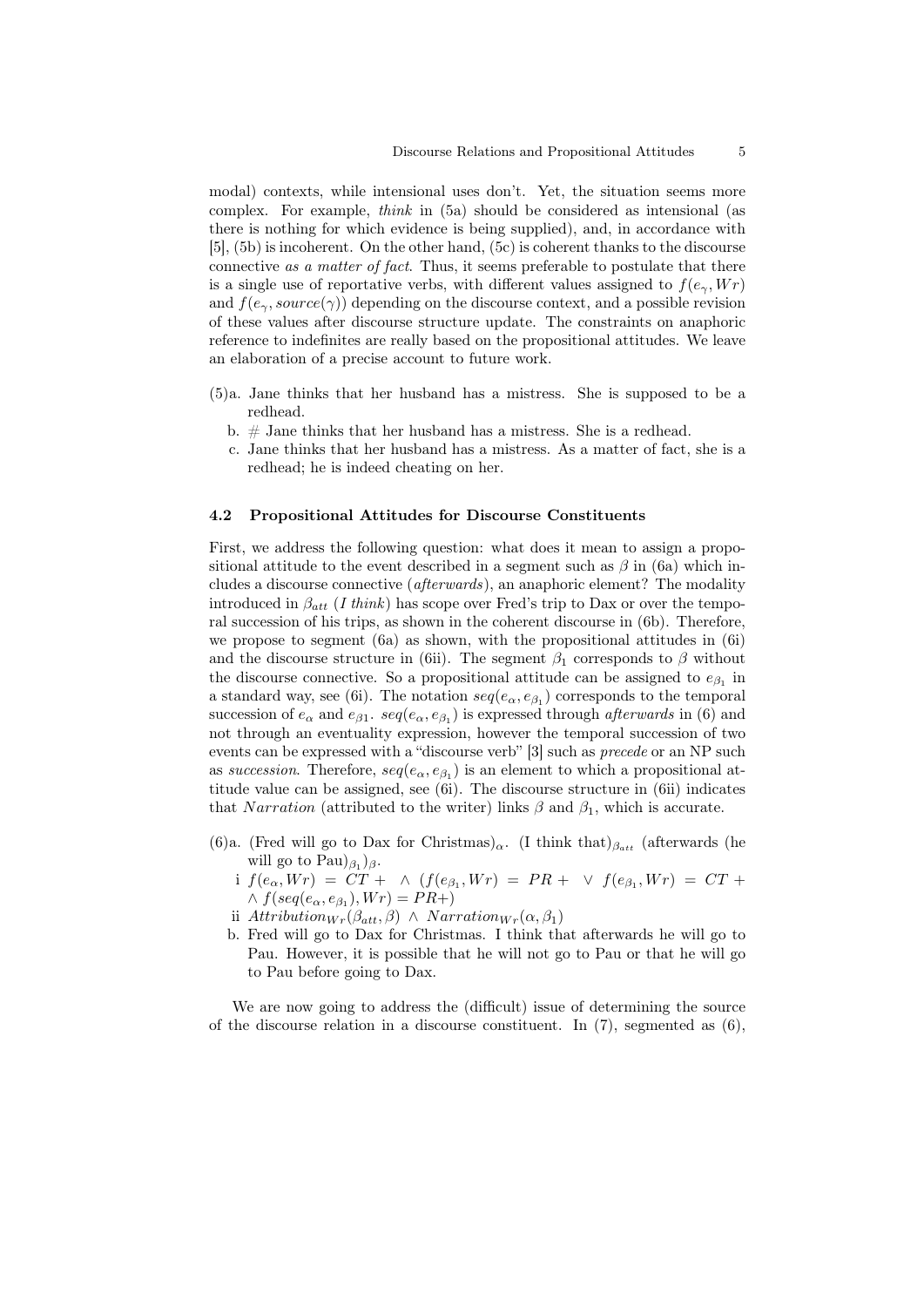modal) contexts, while intensional uses don't. Yet, the situation seems more complex. For example, *think* in (5a) should be considered as intensional (as there is nothing for which evidence is being supplied), and, in accordance with [5], (5b) is incoherent. On the other hand, (5c) is coherent thanks to the discourse connective *as a matter of fact*. Thus, it seems preferable to postulate that there is a single use of reportative verbs, with different values assigned to $f(e_\gamma, Wr)$ and $f(e_\gamma, source(\gamma))$ depending on the discourse context, and a possible revision of these values after discourse structure update. The constraints on anaphoric reference to indefinites are really based on the propositional attitudes. We leave an elaboration of a precise account to future work.

(5)a. Jane thinks that her husband has a mistress. She is supposed to be a redhead.

b. # Jane thinks that her husband has a mistress. She is a redhead.

c. Jane thinks that her husband has a mistress. As a matter of fact, she is a redhead; he is indeed cheating on her.

### 4.2 Propositional Attitudes for Discourse Constituents

First, we address the following question: what does it mean to assign a propositional attitude to the event described in a segment such as $\beta$ in (6a) which includes a discourse connective (*afterwards*), an anaphoric element? The modality introduced in $\beta_{att}$ (*I think*) has scope over Fred's trip to Dax or over the temporal succession of his trips, as shown in the coherent discourse in (6b). Therefore, we propose to segment (6a) as shown, with the propositional attitudes in (6i) and the discourse structure in (6ii). The segment $\beta_1$ corresponds to $\beta$ without the discourse connective. So a propositional attitude can be assigned to $e_{\beta_1}$ in a standard way, see (6i). The notation $seq(e_\alpha, e_{\beta_1})$ corresponds to the temporal succession of $e_\alpha$ and $e_{\beta 1}$. $seq(e_\alpha, e_{\beta_1})$ is expressed through *afterwards* in (6) and not through an eventuality expression, however the temporal succession of two events can be expressed with a "discourse verb" [3] such as *precede* or an NP such as *succession*. Therefore, $seq(e_\alpha, e_{\beta_1})$ is an element to which a propositional attitude value can be assigned, see (6i). The discourse structure in (6ii) indicates that $Narration$ (attributed to the writer) links $\beta$ and $\beta_1$, which is accurate.

(6)a. (Fred will go to Dax for Christmas)$_\alpha$. (I think that)$_{\beta_{att}}$ (afterwards (he will go to Pau)$_{\beta_1}$)$_\beta$.

i $f(e_\alpha, Wr) = CT+ \;\wedge\; (f(e_{\beta_1}, Wr) = PR+ \;\vee\; f(e_{\beta_1}, Wr) = CT+ \;\wedge\; f(seq(e_\alpha, e_{\beta_1}), Wr) = PR+)$

ii $Attribution_{Wr}(\beta_{att}, \beta) \;\wedge\; Narration_{Wr}(\alpha, \beta_1)$

b. Fred will go to Dax for Christmas. I think that afterwards he will go to Pau. However, it is possible that he will not go to Pau or that he will go to Pau before going to Dax.

We are now going to address the (difficult) issue of determining the source of the discourse relation in a discourse constituent. In (7), segmented as (6),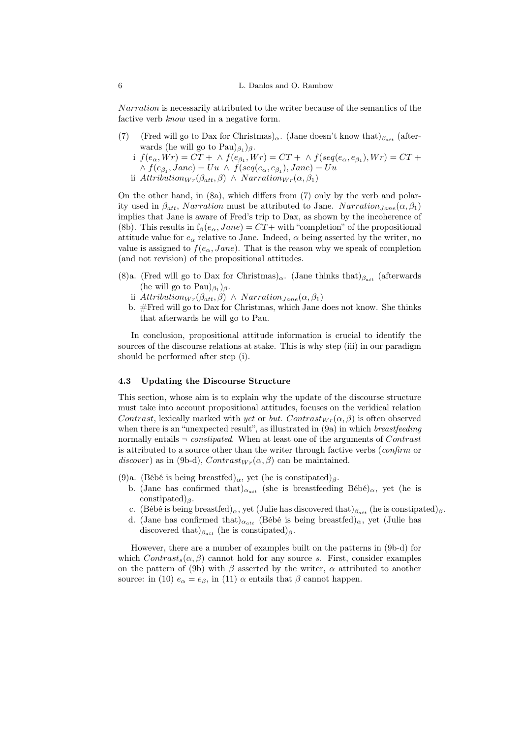*Narration* is necessarily attributed to the writer because of the semantics of the factive verb *know* used in a negative form.

(7) (Fred will go to Dax for Christmas)$_\alpha$. (Jane doesn't know that)$_{\beta_{att}}$ (afterwards (he will go to Pau)$_{\beta_1}$)$_\beta$.

i $f(e_\alpha, Wr) = CT+ \wedge f(e_{\beta_1}, Wr) = CT+ \wedge f(seq(e_\alpha, e_{\beta_1}), Wr) = CT+ \wedge f(e_{\beta_1}, Jane) = Uu \wedge f(seq(e_\alpha, e_{\beta_1}), Jane) = Uu$

ii $Attribution_{Wr}(\beta_{att}, \beta) \wedge Narration_{Wr}(\alpha, \beta_1)$

On the other hand, in (8a), which differs from (7) only by the verb and polarity used in $\beta_{att}$, *Narration* must be attributed to Jane. $Narration_{Jane}(\alpha, \beta_1)$ implies that Jane is aware of Fred's trip to Dax, as shown by the incoherence of (8b). This results in $f_\beta(e_\alpha, Jane) = CT+$ with "completion" of the propositional attitude value for $e_\alpha$ relative to Jane. Indeed, $\alpha$ being asserted by the writer, no value is assigned to $f(e_\alpha, Jane)$. That is the reason why we speak of completion (and not revision) of the propositional attitudes.

(8)a. (Fred will go to Dax for Christmas)$_\alpha$. (Jane thinks that)$_{\beta_{att}}$ (afterwards (he will go to Pau)$_{\beta_1}$)$_\beta$.

ii $Attribution_{Wr}(\beta_{att}, \beta) \wedge Narration_{Jane}(\alpha, \beta_1)$

b. #Fred will go to Dax for Christmas, which Jane does not know. She thinks that afterwards he will go to Pau.

In conclusion, propositional attitude information is crucial to identify the sources of the discourse relations at stake. This is why step (iii) in our paradigm should be performed after step (i).

### 4.3 Updating the Discourse Structure

This section, whose aim is to explain why the update of the discourse structure must take into account propositional attitudes, focuses on the veridical relation *Contrast*, lexically marked with *yet* or *but*. $Contrast_{Wr}(\alpha, \beta)$ is often observed when there is an "unexpected result", as illustrated in (9a) in which *breastfeeding* normally entails ¬ *constipated*. When at least one of the arguments of *Contrast* is attributed to a source other than the writer through factive verbs (*confirm* or *discover*) as in (9b-d), $Contrast_{Wr}(\alpha, \beta)$ can be maintained.

(9)a. (Bébé is being breastfed)$_\alpha$, yet (he is constipated)$_\beta$.

b. (Jane has confirmed that)$_{\alpha_{att}}$ (she is breastfeeding Bébé)$_\alpha$, yet (he is constipated)$_\beta$.

c. (Bébé is being breastfed)$_\alpha$, yet (Julie has discovered that)$_{\beta_{att}}$ (he is constipated)$_\beta$.

d. (Jane has confirmed that)$_{\alpha_{att}}$ (Bébé is being breastfed)$_\alpha$, yet (Julie has discovered that)$_{\beta_{att}}$ (he is constipated)$_\beta$.

However, there are a number of examples built on the patterns in (9b-d) for which $Contrast_s(\alpha, \beta)$ cannot hold for any source $s$. First, consider examples on the pattern of (9b) with $\beta$ asserted by the writer, $\alpha$ attributed to another source: in (10) $e_\alpha = e_\beta$, in (11) $\alpha$ entails that $\beta$ cannot happen.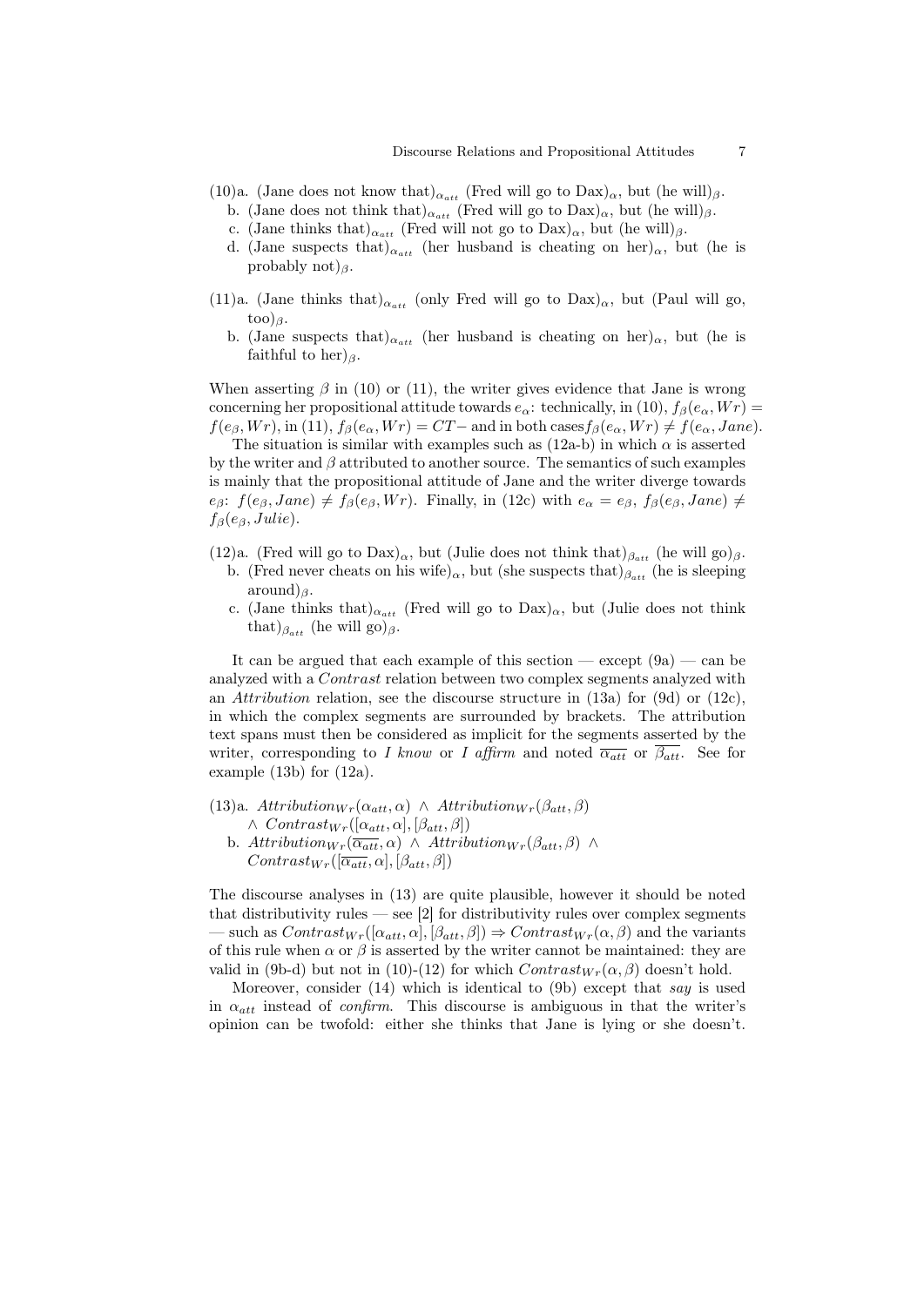(10)a. (Jane does not know that)$_{\alpha_{att}}$ (Fred will go to Dax)$_\alpha$, but (he will)$_\beta$.

b. (Jane does not think that)$_{\alpha_{att}}$ (Fred will go to Dax)$_\alpha$, but (he will)$_\beta$.

c. (Jane thinks that)$_{\alpha_{att}}$ (Fred will not go to Dax)$_\alpha$, but (he will)$_\beta$.

d. (Jane suspects that)$_{\alpha_{att}}$ (her husband is cheating on her)$_\alpha$, but (he is probably not)$_\beta$.

(11)a. (Jane thinks that)$_{\alpha_{att}}$ (only Fred will go to Dax)$_\alpha$, but (Paul will go, too)$_\beta$.

b. (Jane suspects that)$_{\alpha_{att}}$ (her husband is cheating on her)$_\alpha$, but (he is faithful to her)$_\beta$.

When asserting $\beta$ in (10) or (11), the writer gives evidence that Jane is wrong concerning her propositional attitude towards $e_\alpha$: technically, in (10), $f_\beta(e_\alpha, Wr) = f(e_\beta, Wr)$, in (11), $f_\beta(e_\alpha, Wr) = CT-$ and in both cases $f_\beta(e_\alpha, Wr) \neq f(e_\alpha, Jane)$.

The situation is similar with examples such as (12a-b) in which $\alpha$ is asserted by the writer and $\beta$ attributed to another source. The semantics of such examples is mainly that the propositional attitude of Jane and the writer diverge towards $e_\beta$: $f(e_\beta, Jane) \neq f_\beta(e_\beta, Wr)$. Finally, in (12c) with $e_\alpha = e_\beta$, $f_\beta(e_\beta, Jane) \neq f_\beta(e_\beta, Julie)$.

(12)a. (Fred will go to Dax)$_\alpha$, but (Julie does not think that)$_{\beta_{att}}$ (he will go)$_\beta$.

b. (Fred never cheats on his wife)$_\alpha$, but (she suspects that)$_{\beta_{att}}$ (he is sleeping around)$_\beta$.

c. (Jane thinks that)$_{\alpha_{att}}$ (Fred will go to Dax)$_\alpha$, but (Julie does not think that)$_{\beta_{att}}$ (he will go)$_\beta$.

It can be argued that each example of this section — except (9a) — can be analyzed with a *Contrast* relation between two complex segments analyzed with an *Attribution* relation, see the discourse structure in (13a) for (9d) or (12c), in which the complex segments are surrounded by brackets. The attribution text spans must then be considered as implicit for the segments asserted by the writer, corresponding to *I know* or *I affirm* and noted $\overline{\alpha_{att}}$ or $\overline{\beta_{att}}$. See for example (13b) for (12a).

(13)a. $Attribution_{Wr}(\alpha_{att}, \alpha) \wedge Attribution_{Wr}(\beta_{att}, \beta)$
$\wedge\ Contrast_{Wr}([\alpha_{att}, \alpha], [\beta_{att}, \beta])$

b. $Attribution_{Wr}(\overline{\alpha_{att}}, \alpha) \wedge Attribution_{Wr}(\beta_{att}, \beta) \wedge$
$Contrast_{Wr}([\overline{\alpha_{att}}, \alpha], [\beta_{att}, \beta])$

The discourse analyses in (13) are quite plausible, however it should be noted that distributivity rules — see [2] for distributivity rules over complex segments — such as $Contrast_{Wr}([\alpha_{att}, \alpha], [\beta_{att}, \beta]) \Rightarrow Contrast_{Wr}(\alpha, \beta)$ and the variants of this rule when $\alpha$ or $\beta$ is asserted by the writer cannot be maintained: they are valid in (9b-d) but not in (10)-(12) for which $Contrast_{Wr}(\alpha, \beta)$ doesn't hold.

Moreover, consider (14) which is identical to (9b) except that *say* is used in $\alpha_{att}$ instead of *confirm*. This discourse is ambiguous in that the writer's opinion can be twofold: either she thinks that Jane is lying or she doesn't.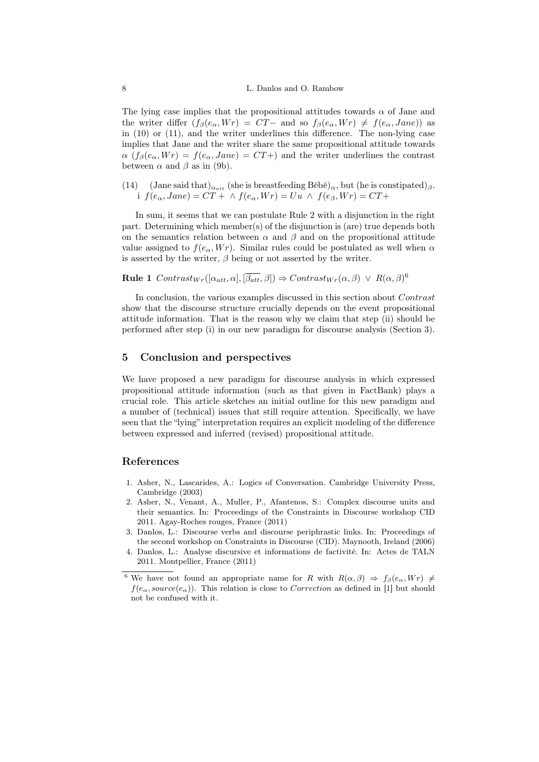The lying case implies that the propositional attitudes towards $\alpha$ of Jane and the writer differ ($f_\beta(e_\alpha, Wr) = CT-$ and so $f_\beta(e_\alpha, Wr) \neq f(e_\alpha, Jane)$) as in (10) or (11), and the writer underlines this difference. The non-lying case implies that Jane and the writer share the same propositional attitude towards $\alpha$ ($f_\beta(e_\alpha, Wr) = f(e_\alpha, Jane) = CT+$) and the writer underlines the contrast between $\alpha$ and $\beta$ as in (9b).

(14) (Jane said that)$_{\alpha_{att}}$ (she is breastfeeding Bébé)$_\alpha$, but (he is constipated)$_\beta$.
 i $f(e_\alpha, Jane) = CT+ \wedge f(e_\alpha, Wr) = Uu \wedge f(e_\beta, Wr) = CT+$

In sum, it seems that we can postulate Rule 2 with a disjunction in the right part. Determining which member(s) of the disjunction is (are) true depends both on the semantics relation between $\alpha$ and $\beta$ and on the propositional attitude value assigned to $f(e_\alpha, Wr)$. Similar rules could be postulated as well when $\alpha$ is asserted by the writer, $\beta$ being or not asserted by the writer.

**Rule 1** $Contrast_{Wr}([\alpha_{att}, \alpha], [\overline{\beta_{att}}, \beta]) \Rightarrow Contrast_{Wr}(\alpha, \beta) \vee R(\alpha, \beta)$[6]

In conclusion, the various examples discussed in this section about *Contrast* show that the discourse structure crucially depends on the event propositional attitude information. That is the reason why we claim that step (ii) should be performed after step (i) in our new paradigm for discourse analysis (Section 3).

## 5 Conclusion and perspectives

We have proposed a new paradigm for discourse analysis in which expressed propositional attitude information (such as that given in FactBank) plays a crucial role. This article sketches an initial outline for this new paradigm and a number of (technical) issues that still require attention. Specifically, we have seen that the "lying" interpretation requires an explicit modeling of the difference between expressed and inferred (revised) propositional attitude.

## References

1. Asher, N., Lascarides, A.: Logics of Conversation. Cambridge University Press, Cambridge (2003)
2. Asher, N., Venant, A., Muller, P., Afantenos, S.: Complex discourse units and their semantics. In: Proceedings of the Constraints in Discourse workshop CID 2011. Agay-Roches rouges, France (2011)
3. Danlos, L.: Discourse verbs and discourse periphrastic links. In: Proceedings of the second workshop on Constraints in Discourse (CID). Maynooth, Ireland (2006)
4. Danlos, L.: Analyse discursive et informations de factivité. In: Actes de TALN 2011. Montpellier, France (2011)

[6] We have not found an appropriate name for $R$ with $R(\alpha, \beta) \Rightarrow f_\beta(e_\alpha, Wr) \neq f(e_\alpha, source(e_\alpha))$. This relation is close to *Correction* as defined in [1] but should not be confused with it.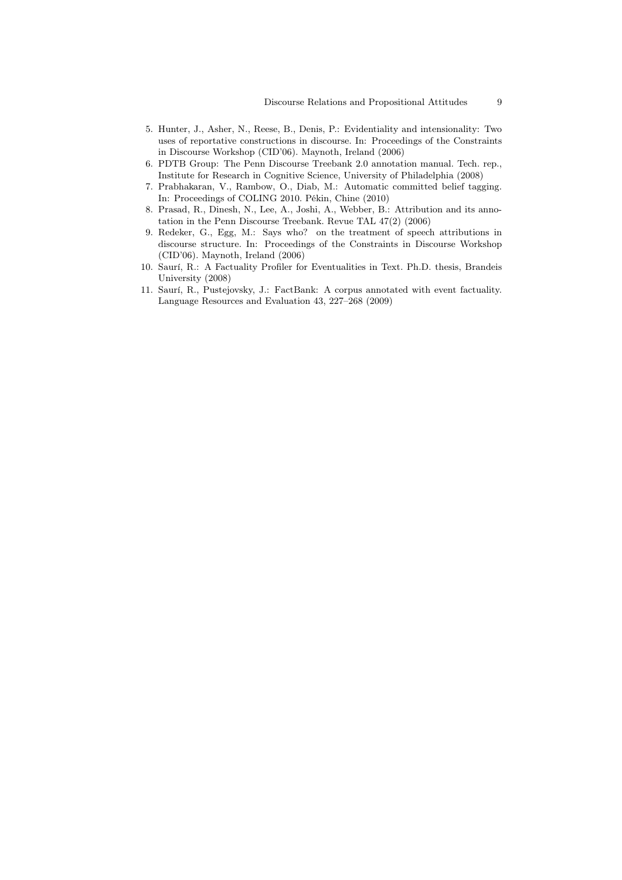5. Hunter, J., Asher, N., Reese, B., Denis, P.: Evidentiality and intensionality: Two uses of reportative constructions in discourse. In: Proceedings of the Constraints in Discourse Workshop (CID'06). Maynoth, Ireland (2006)
6. PDTB Group: The Penn Discourse Treebank 2.0 annotation manual. Tech. rep., Institute for Research in Cognitive Science, University of Philadelphia (2008)
7. Prabhakaran, V., Rambow, O., Diab, M.: Automatic committed belief tagging. In: Proceedings of COLING 2010. Pékin, Chine (2010)
8. Prasad, R., Dinesh, N., Lee, A., Joshi, A., Webber, B.: Attribution and its annotation in the Penn Discourse Treebank. Revue TAL 47(2) (2006)
9. Redeker, G., Egg, M.: Says who? on the treatment of speech attributions in discourse structure. In: Proceedings of the Constraints in Discourse Workshop (CID'06). Maynoth, Ireland (2006)
10. Saurí, R.: A Factuality Profiler for Eventualities in Text. Ph.D. thesis, Brandeis University (2008)
11. Saurí, R., Pustejovsky, J.: FactBank: A corpus annotated with event factuality. Language Resources and Evaluation 43, 227–268 (2009)